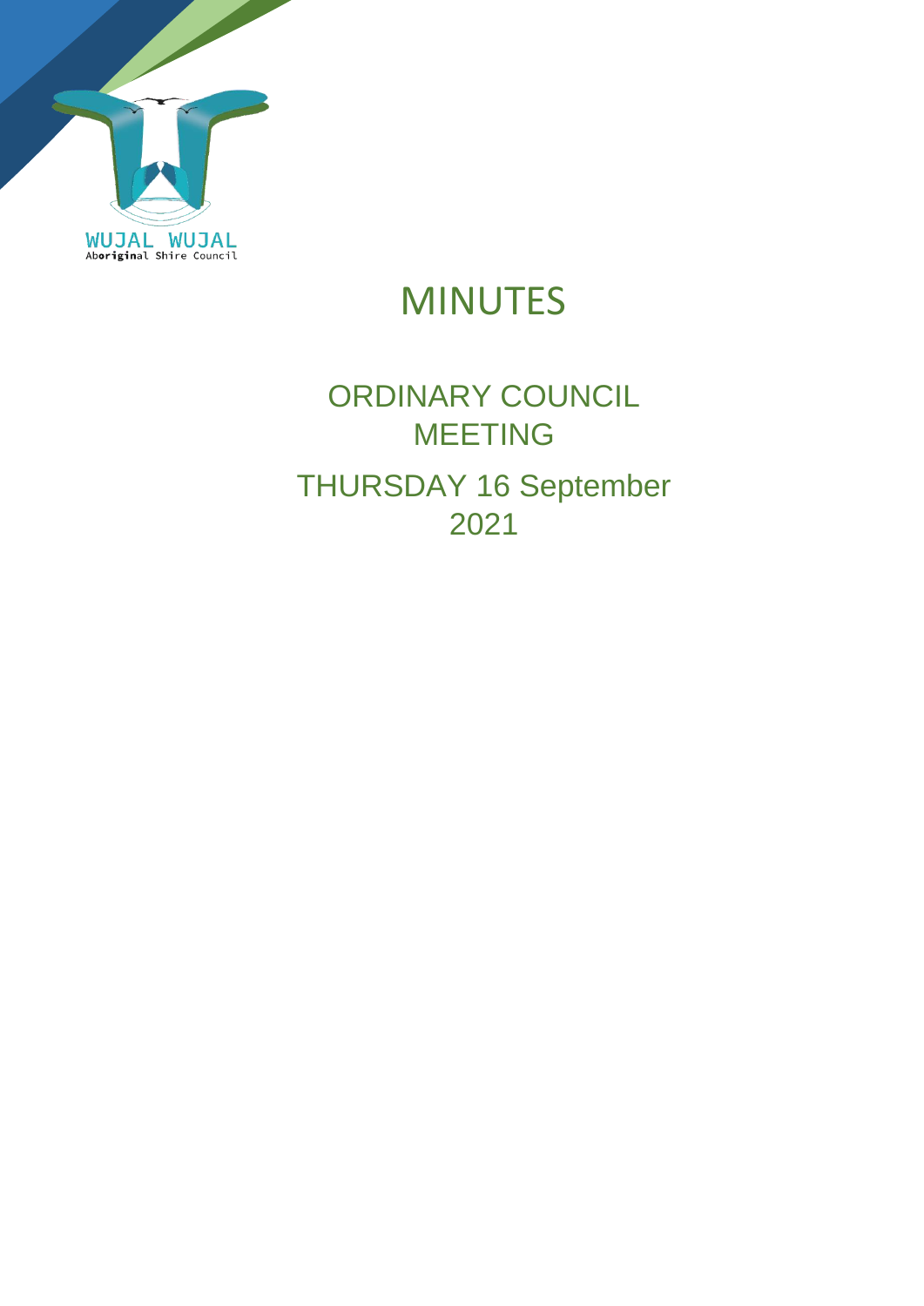WUJAL WUJAL
Aboriginal Shire Council

# MINUTES

## ORDINARY COUNCIL MEETING

## THURSDAY 16 September 2021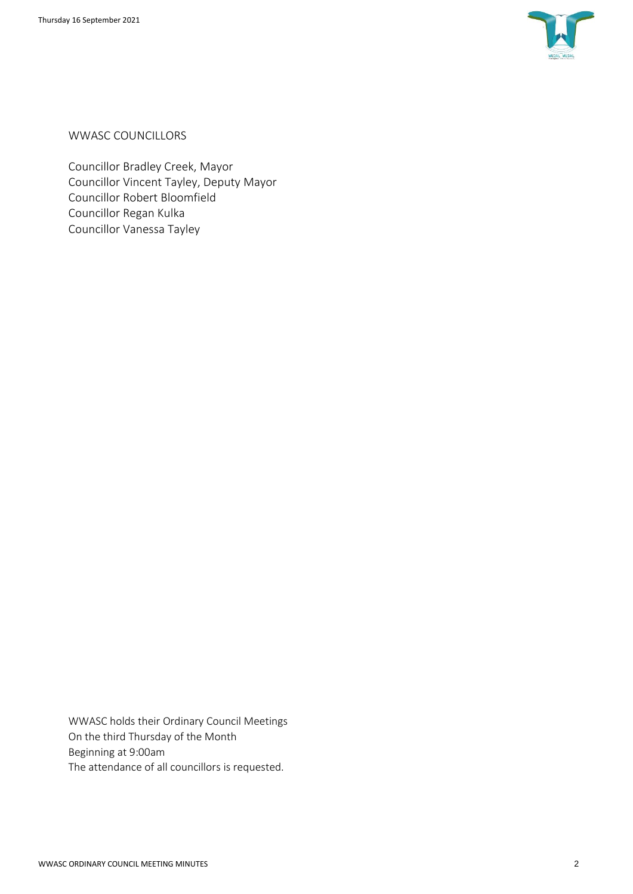WWASC COUNCILLORS

Councillor Bradley Creek, Mayor
Councillor Vincent Tayley, Deputy Mayor
Councillor Robert Bloomfield
Councillor Regan Kulka
Councillor Vanessa Tayley

WWASC holds their Ordinary Council Meetings
On the third Thursday of the Month
Beginning at 9:00am
The attendance of all councillors is requested.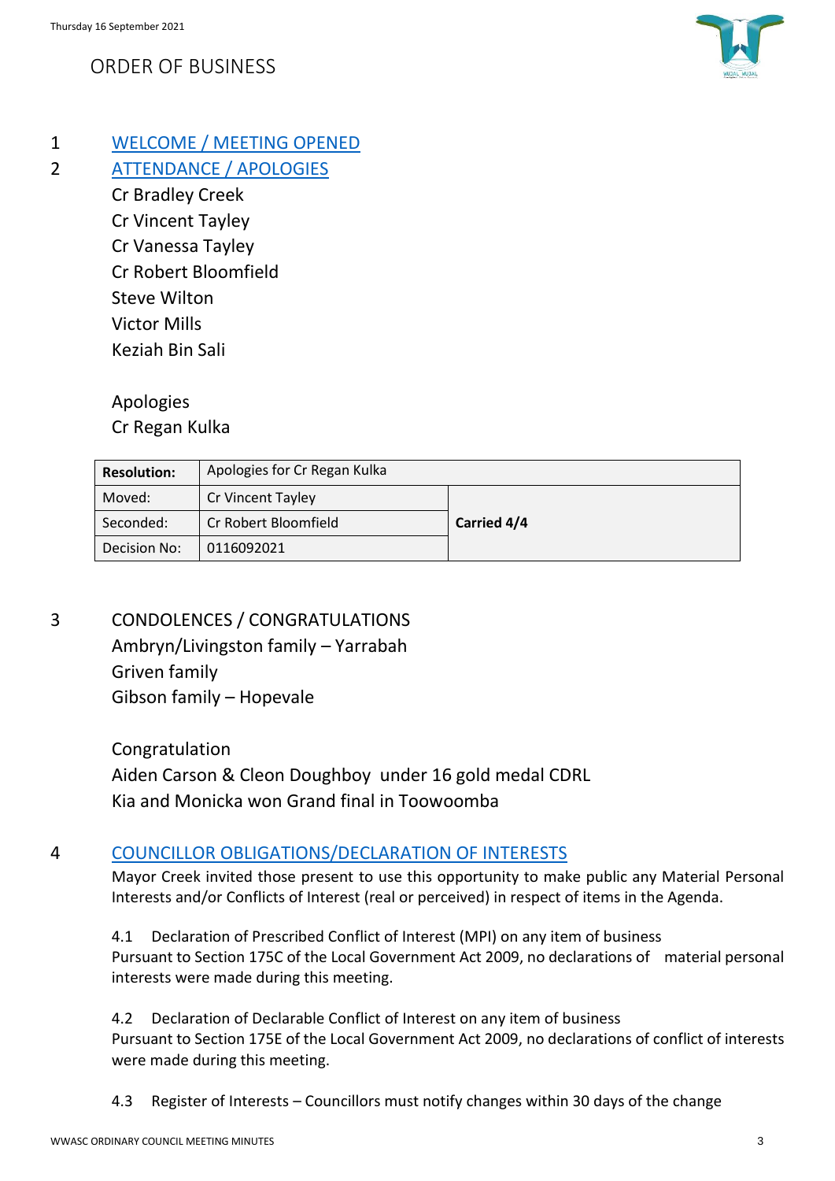# ORDER OF BUSINESS

## 1 WELCOME / MEETING OPENED

## 2 ATTENDANCE / APOLOGIES

Cr Bradley Creek
Cr Vincent Tayley
Cr Vanessa Tayley
Cr Robert Bloomfield
Steve Wilton
Victor Mills
Keziah Bin Sali

Apologies
Cr Regan Kulka

| **Resolution:** | Apologies for Cr Regan Kulka | |
|---|---|---|
| Moved: | Cr Vincent Tayley | **Carried 4/4** |
| Seconded: | Cr Robert Bloomfield | |
| Decision No: | 0116092021 | |

## 3 CONDOLENCES / CONGRATULATIONS

Ambryn/Livingston family – Yarrabah
Griven family
Gibson family – Hopevale

Congratulation
Aiden Carson & Cleon Doughboy under 16 gold medal CDRL
Kia and Monicka won Grand final in Toowoomba

## 4 COUNCILLOR OBLIGATIONS/DECLARATION OF INTERESTS

Mayor Creek invited those present to use this opportunity to make public any Material Personal Interests and/or Conflicts of Interest (real or perceived) in respect of items in the Agenda.

4.1 Declaration of Prescribed Conflict of Interest (MPI) on any item of business
Pursuant to Section 175C of the Local Government Act 2009, no declarations of material personal interests were made during this meeting.

4.2 Declaration of Declarable Conflict of Interest on any item of business
Pursuant to Section 175E of the Local Government Act 2009, no declarations of conflict of interests were made during this meeting.

4.3 Register of Interests – Councillors must notify changes within 30 days of the change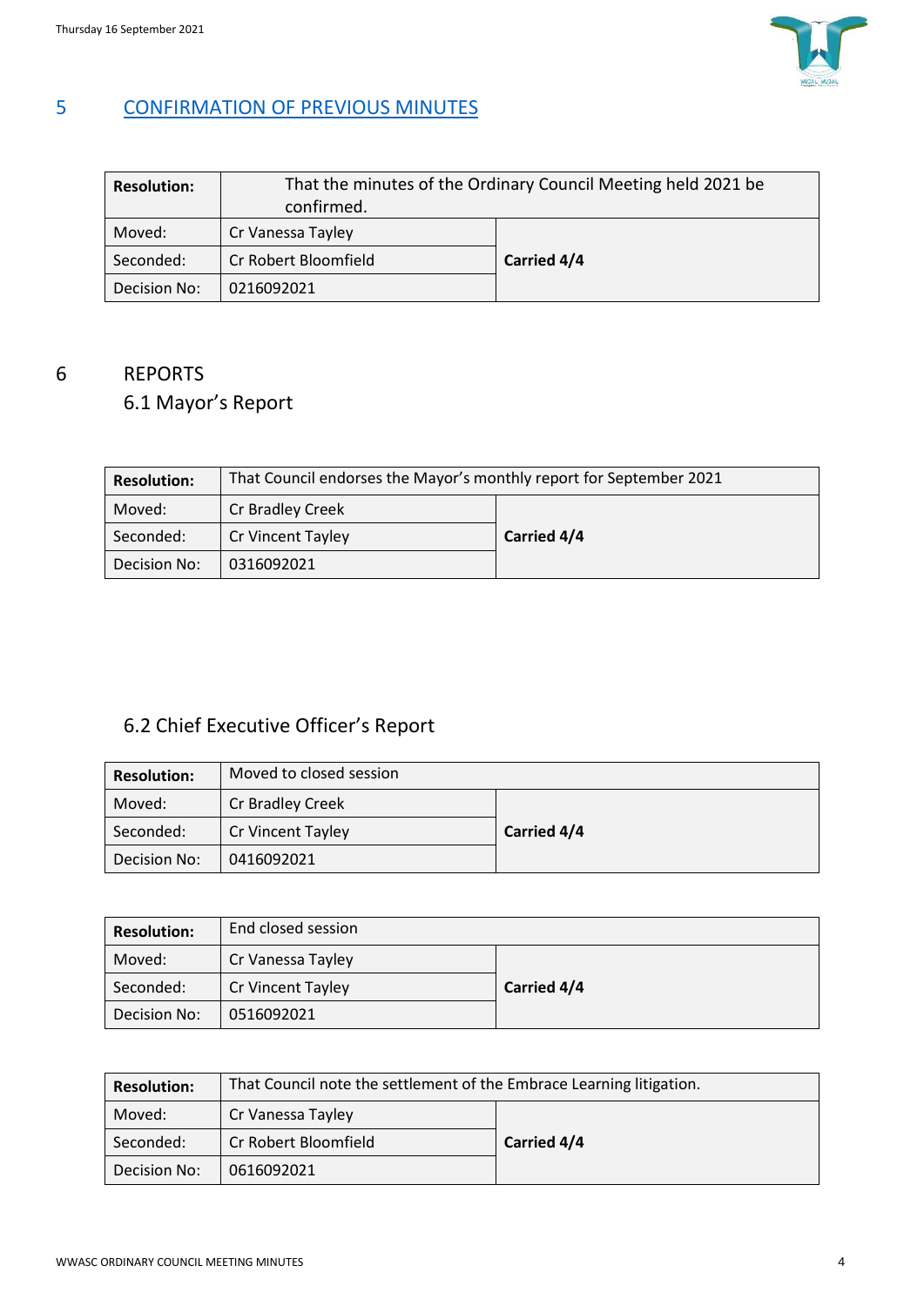## 5 CONFIRMATION OF PREVIOUS MINUTES

| Resolution: | That the minutes of the Ordinary Council Meeting held 2021 be confirmed. | |
|---|---|---|
| Moved: | Cr Vanessa Tayley | Carried 4/4 |
| Seconded: | Cr Robert Bloomfield | |
| Decision No: | 0216092021 | |

## 6 REPORTS

### 6.1 Mayor's Report

| Resolution: | That Council endorses the Mayor's monthly report for September 2021 | |
|---|---|---|
| Moved: | Cr Bradley Creek | Carried 4/4 |
| Seconded: | Cr Vincent Tayley | |
| Decision No: | 0316092021 | |

### 6.2 Chief Executive Officer's Report

| Resolution: | Moved to closed session | |
|---|---|---|
| Moved: | Cr Bradley Creek | Carried 4/4 |
| Seconded: | Cr Vincent Tayley | |
| Decision No: | 0416092021 | |

| Resolution: | End closed session | |
|---|---|---|
| Moved: | Cr Vanessa Tayley | Carried 4/4 |
| Seconded: | Cr Vincent Tayley | |
| Decision No: | 0516092021 | |

| Resolution: | That Council note the settlement of the Embrace Learning litigation. | |
|---|---|---|
| Moved: | Cr Vanessa Tayley | Carried 4/4 |
| Seconded: | Cr Robert Bloomfield | |
| Decision No: | 0616092021 | |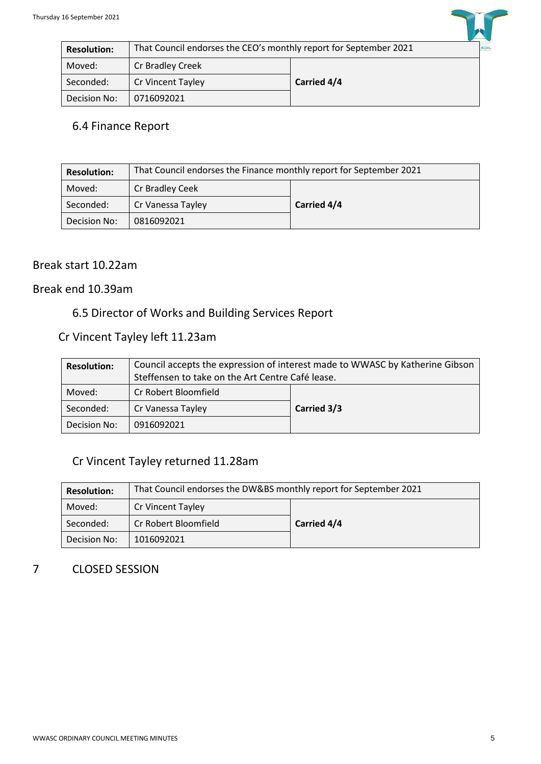| Resolution: | That Council endorses the CEO's monthly report for September 2021 | |
|---|---|---|
| Moved: | Cr Bradley Creek | **Carried 4/4** |
| Seconded: | Cr Vincent Tayley | |
| Decision No: | 0716092021 | |

## 6.4 Finance Report

| Resolution: | That Council endorses the Finance monthly report for September 2021 | |
|---|---|---|
| Moved: | Cr Bradley Ceek | **Carried 4/4** |
| Seconded: | Cr Vanessa Tayley | |
| Decision No: | 0816092021 | |

Break start 10.22am

Break end 10.39am

## 6.5 Director of Works and Building Services Report

Cr Vincent Tayley left 11.23am

| Resolution: | Council accepts the expression of interest made to WWASC by Katherine Gibson Steffensen to take on the Art Centre Café lease. | |
|---|---|---|
| Moved: | Cr Robert Bloomfield | **Carried 3/3** |
| Seconded: | Cr Vanessa Tayley | |
| Decision No: | 0916092021 | |

Cr Vincent Tayley returned 11.28am

| Resolution: | That Council endorses the DW&BS monthly report for September 2021 | |
|---|---|---|
| Moved: | Cr Vincent Tayley | **Carried 4/4** |
| Seconded: | Cr Robert Bloomfield | |
| Decision No: | 1016092021 | |

# 7 CLOSED SESSION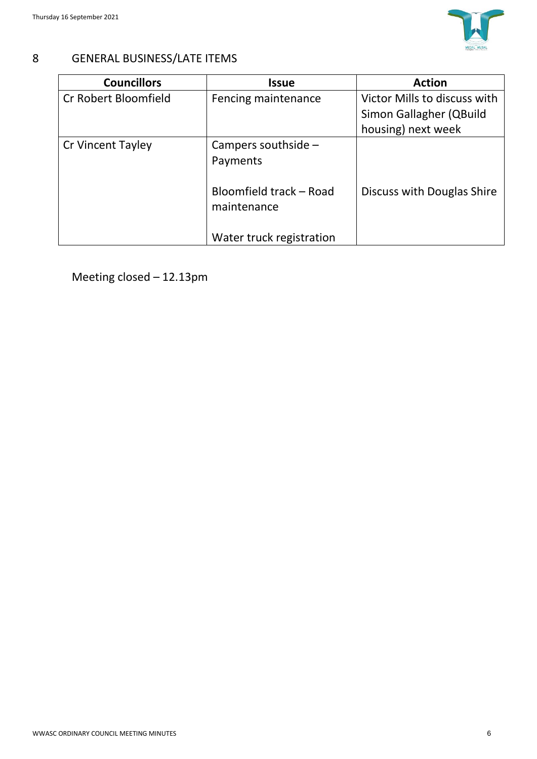## 8 GENERAL BUSINESS/LATE ITEMS

| Councillors | Issue | Action |
| --- | --- | --- |
| Cr Robert Bloomfield | Fencing maintenance | Victor Mills to discuss with Simon Gallagher (QBuild housing) next week |
| Cr Vincent Tayley | Campers southside – Payments | |
| | Bloomfield track – Road maintenance | Discuss with Douglas Shire |
| | Water truck registration | |

Meeting closed – 12.13pm